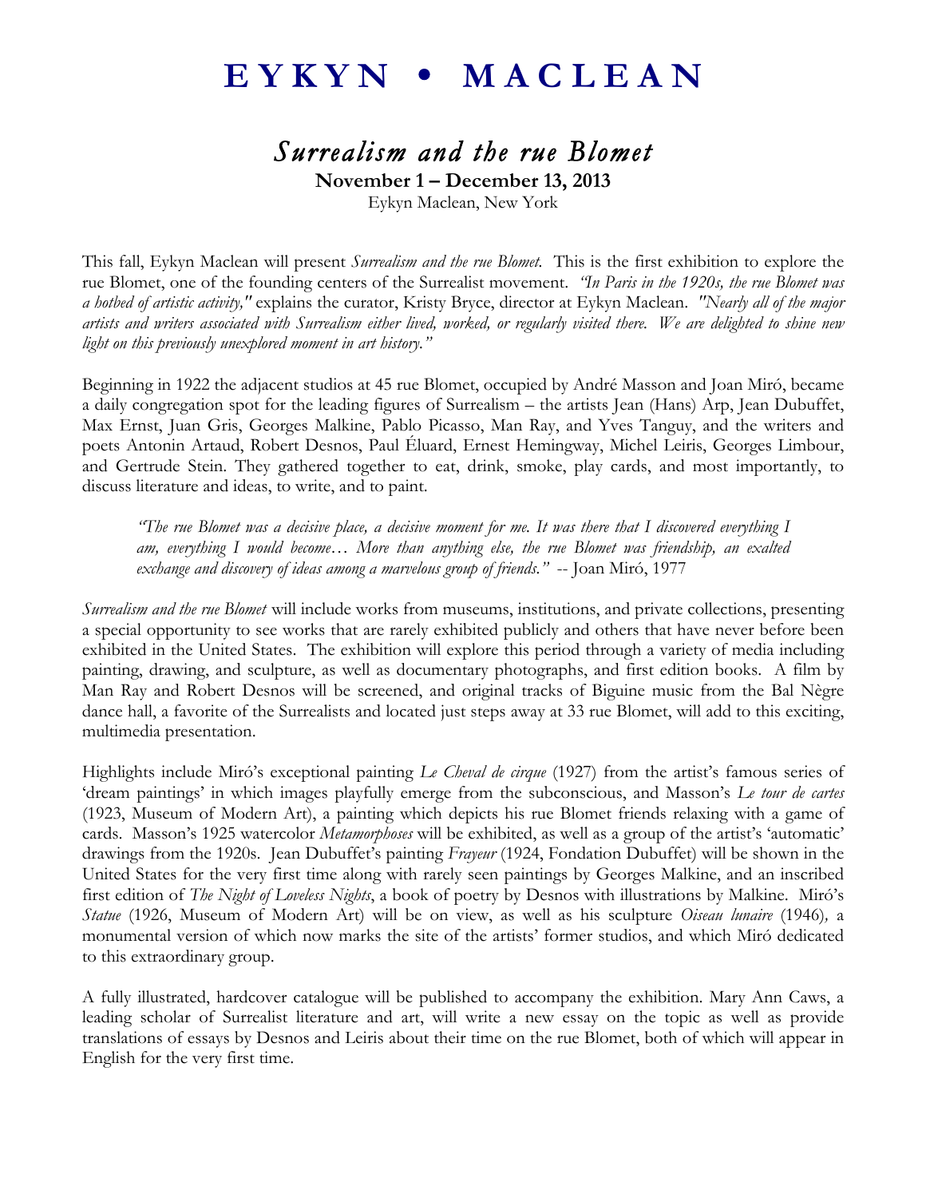# EYKYN • MACLEAN

## *Surrealism and the rue Blomet*

**November 1 – December 13, 2013**

Eykyn Maclean, New York

This fall, Eykyn Maclean will present *Surrealism and the rue Blomet.* This is the first exhibition to explore the rue Blomet, one of the founding centers of the Surrealist movement. *"In Paris in the 1920s, the rue Blomet was a hotbed of artistic activity,"* explains the curator, Kristy Bryce, director at Eykyn Maclean. *"Nearly all of the major artists and writers associated with Surrealism either lived, worked, or regularly visited there. We are delighted to shine new light on this previously unexplored moment in art history."*

Beginning in 1922 the adjacent studios at 45 rue Blomet, occupied by André Masson and Joan Miró, became a daily congregation spot for the leading figures of Surrealism – the artists Jean (Hans) Arp, Jean Dubuffet, Max Ernst, Juan Gris, Georges Malkine, Pablo Picasso, Man Ray, and Yves Tanguy, and the writers and poets Antonin Artaud, Robert Desnos, Paul Éluard, Ernest Hemingway, Michel Leiris, Georges Limbour, and Gertrude Stein. They gathered together to eat, drink, smoke, play cards, and most importantly, to discuss literature and ideas, to write, and to paint.

> *"The rue Blomet was a decisive place, a decisive moment for me. It was there that I discovered everything I am, everything I would become… More than anything else, the rue Blomet was friendship, an exalted exchange and discovery of ideas among a marvelous group of friends."* -- Joan Miró, 1977

*Surrealism and the rue Blomet* will include works from museums, institutions, and private collections, presenting a special opportunity to see works that are rarely exhibited publicly and others that have never before been exhibited in the United States. The exhibition will explore this period through a variety of media including painting, drawing, and sculpture, as well as documentary photographs, and first edition books. A film by Man Ray and Robert Desnos will be screened, and original tracks of Biguine music from the Bal Nègre dance hall, a favorite of the Surrealists and located just steps away at 33 rue Blomet, will add to this exciting, multimedia presentation.

Highlights include Miró's exceptional painting *Le Cheval de cirque* (1927) from the artist's famous series of 'dream paintings' in which images playfully emerge from the subconscious, and Masson's *Le tour de cartes* (1923, Museum of Modern Art), a painting which depicts his rue Blomet friends relaxing with a game of cards. Masson's 1925 watercolor *Metamorphoses* will be exhibited, as well as a group of the artist's 'automatic' drawings from the 1920s. Jean Dubuffet's painting *Frayeur* (1924, Fondation Dubuffet) will be shown in the United States for the very first time along with rarely seen paintings by Georges Malkine, and an inscribed first edition of *The Night of Loveless Nights*, a book of poetry by Desnos with illustrations by Malkine. Miró's *Statue* (1926, Museum of Modern Art) will be on view, as well as his sculpture *Oiseau lunaire* (1946), a monumental version of which now marks the site of the artists' former studios, and which Miró dedicated to this extraordinary group.

A fully illustrated, hardcover catalogue will be published to accompany the exhibition. Mary Ann Caws, a leading scholar of Surrealist literature and art, will write a new essay on the topic as well as provide translations of essays by Desnos and Leiris about their time on the rue Blomet, both of which will appear in English for the very first time.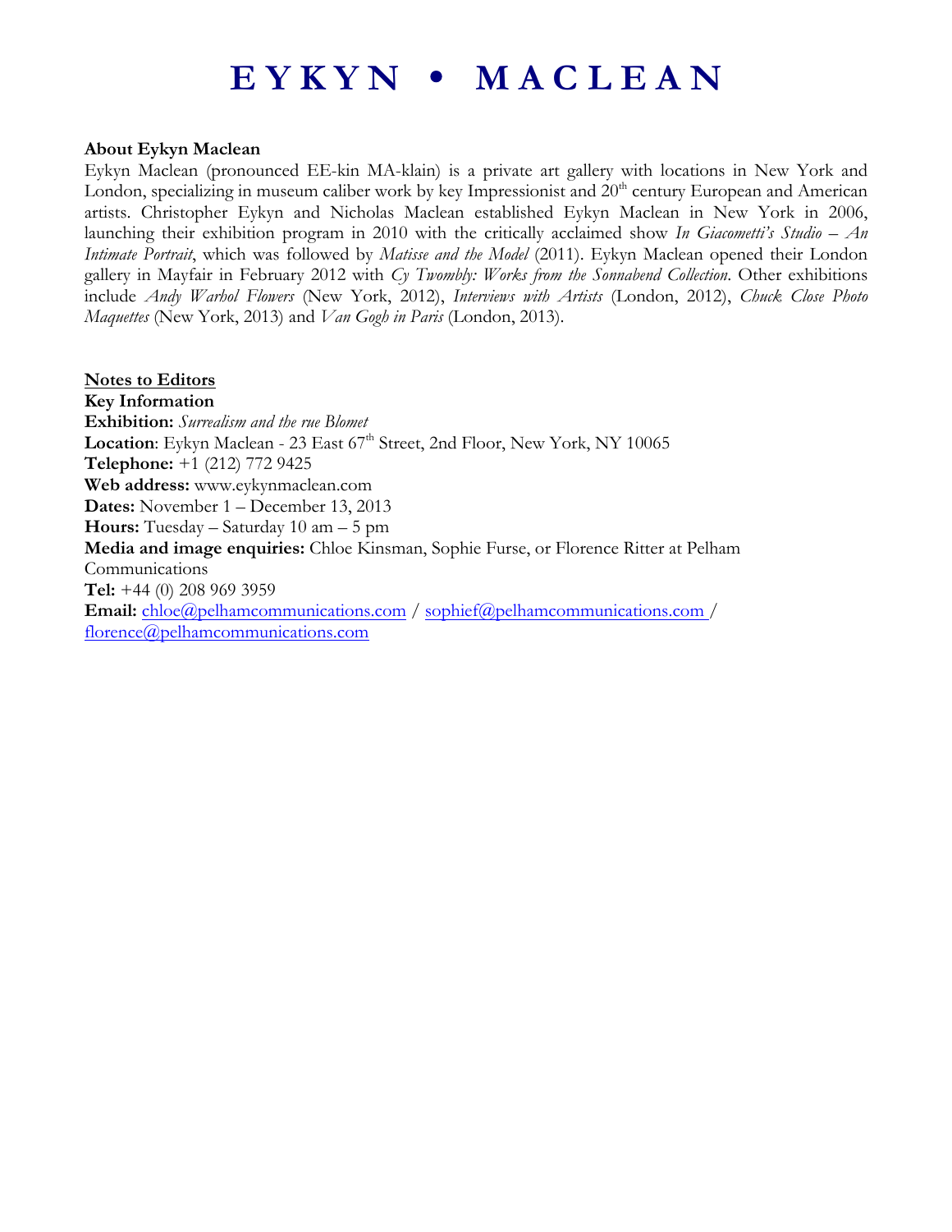# EYKYN • MACLEAN

**About Eykyn Maclean**

Eykyn Maclean (pronounced EE-kin MA-klain) is a private art gallery with locations in New York and London, specializing in museum caliber work by key Impressionist and 20th century European and American artists. Christopher Eykyn and Nicholas Maclean established Eykyn Maclean in New York in 2006, launching their exhibition program in 2010 with the critically acclaimed show *In Giacometti's Studio – An Intimate Portrait*, which was followed by *Matisse and the Model* (2011). Eykyn Maclean opened their London gallery in Mayfair in February 2012 with *Cy Twombly: Works from the Sonnabend Collection*. Other exhibitions include *Andy Warhol Flowers* (New York, 2012), *Interviews with Artists* (London, 2012), *Chuck Close Photo Maquettes* (New York, 2013) and *Van Gogh in Paris* (London, 2013).

**Notes to Editors**

**Key Information**

**Exhibition:** *Surrealism and the rue Blomet*

**Location**: Eykyn Maclean - 23 East 67th Street, 2nd Floor, New York, NY 10065

**Telephone:** +1 (212) 772 9425

**Web address:** www.eykynmaclean.com

**Dates:** November 1 – December 13, 2013

**Hours:** Tuesday – Saturday 10 am – 5 pm

**Media and image enquiries:** Chloe Kinsman, Sophie Furse, or Florence Ritter at Pelham Communications

**Tel:** +44 (0) 208 969 3959

**Email:** chloe@pelhamcommunications.com / sophief@pelhamcommunications.com / florence@pelhamcommunications.com